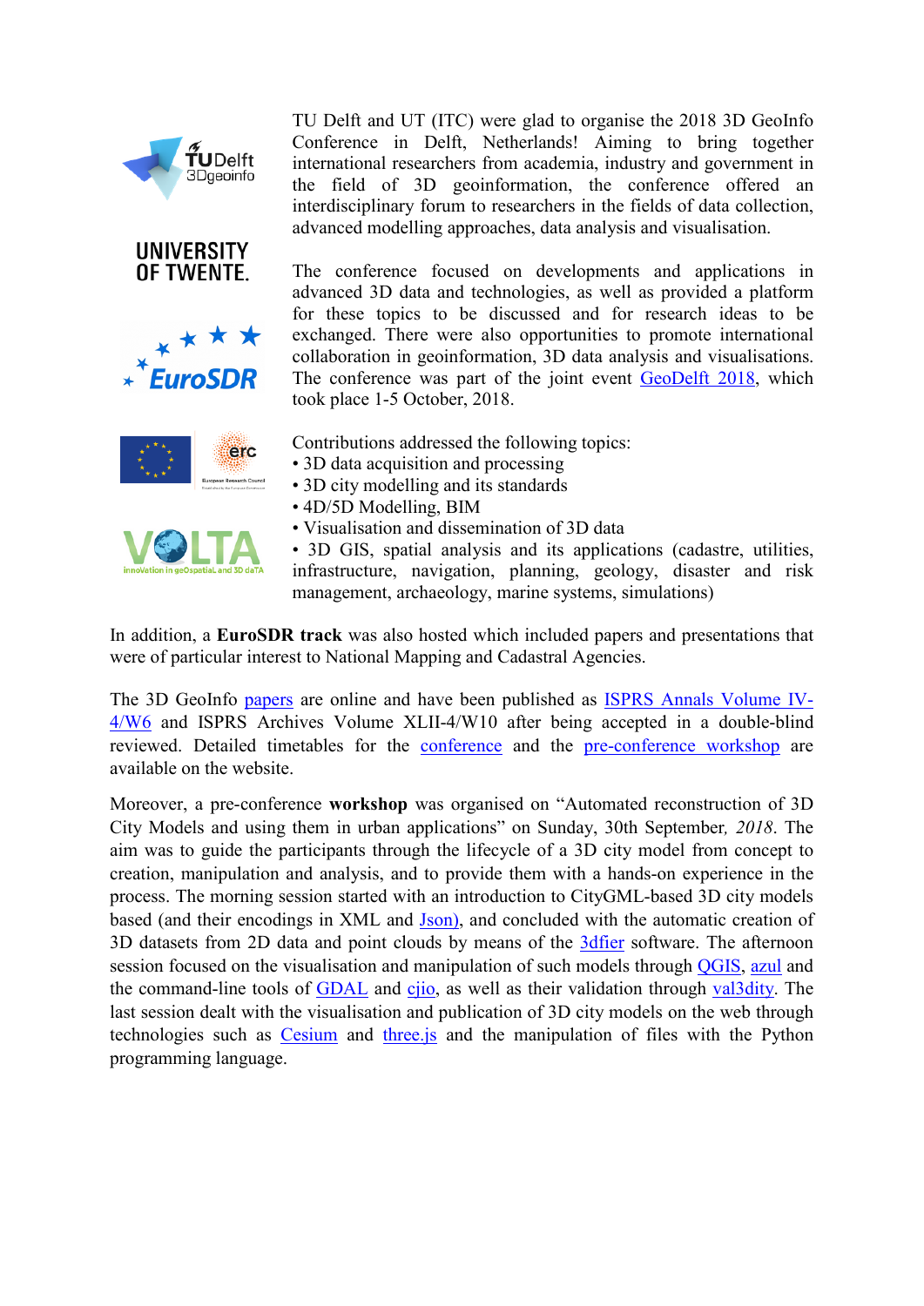TU Delft and UT (ITC) were glad to organise the 2018 3D GeoInfo Conference in Delft, Netherlands! Aiming to bring together international researchers from academia, industry and government in the field of 3D geoinformation, the conference offered an interdisciplinary forum to researchers in the fields of data collection, advanced modelling approaches, data analysis and visualisation.

The conference focused on developments and applications in advanced 3D data and technologies, as well as provided a platform for these topics to be discussed and for research ideas to be exchanged. There were also opportunities to promote international collaboration in geoinformation, 3D data analysis and visualisations. The conference was part of the joint event GeoDelft 2018, which took place 1-5 October, 2018.

Contributions addressed the following topics:

- 3D data acquisition and processing
- 3D city modelling and its standards
- 4D/5D Modelling, BIM
- Visualisation and dissemination of 3D data
- 3D GIS, spatial analysis and its applications (cadastre, utilities, infrastructure, navigation, planning, geology, disaster and risk management, archaeology, marine systems, simulations)

In addition, a **EuroSDR track** was also hosted which included papers and presentations that were of particular interest to National Mapping and Cadastral Agencies.

The 3D GeoInfo papers are online and have been published as ISPRS Annals Volume IV-4/W6 and ISPRS Archives Volume XLII-4/W10 after being accepted in a double-blind reviewed. Detailed timetables for the conference and the pre-conference workshop are available on the website.

Moreover, a pre-conference **workshop** was organised on "Automated reconstruction of 3D City Models and using them in urban applications" on Sunday, 30th September, *2018*. The aim was to guide the participants through the lifecycle of a 3D city model from concept to creation, manipulation and analysis, and to provide them with a hands-on experience in the process. The morning session started with an introduction to CityGML-based 3D city models based (and their encodings in XML and Json), and concluded with the automatic creation of 3D datasets from 2D data and point clouds by means of the 3dfier software. The afternoon session focused on the visualisation and manipulation of such models through QGIS, azul and the command-line tools of GDAL and cjio, as well as their validation through val3dity. The last session dealt with the visualisation and publication of 3D city models on the web through technologies such as Cesium and three.js and the manipulation of files with the Python programming language.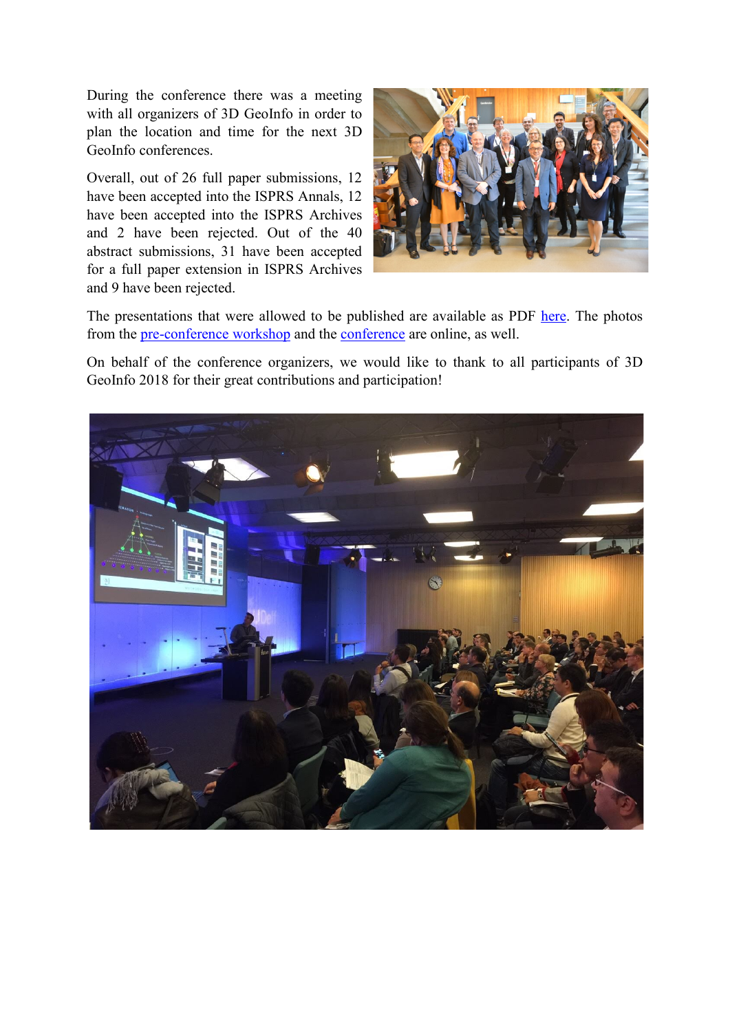During the conference there was a meeting with all organizers of 3D GeoInfo in order to plan the location and time for the next 3D GeoInfo conferences.

Overall, out of 26 full paper submissions, 12 have been accepted into the ISPRS Annals, 12 have been accepted into the ISPRS Archives and 2 have been rejected. Out of the 40 abstract submissions, 31 have been accepted for a full paper extension in ISPRS Archives and 9 have been rejected.

The presentations that were allowed to be published are available as PDF here. The photos from the pre-conference workshop and the conference are online, as well.

On behalf of the conference organizers, we would like to thank to all participants of 3D GeoInfo 2018 for their great contributions and participation!